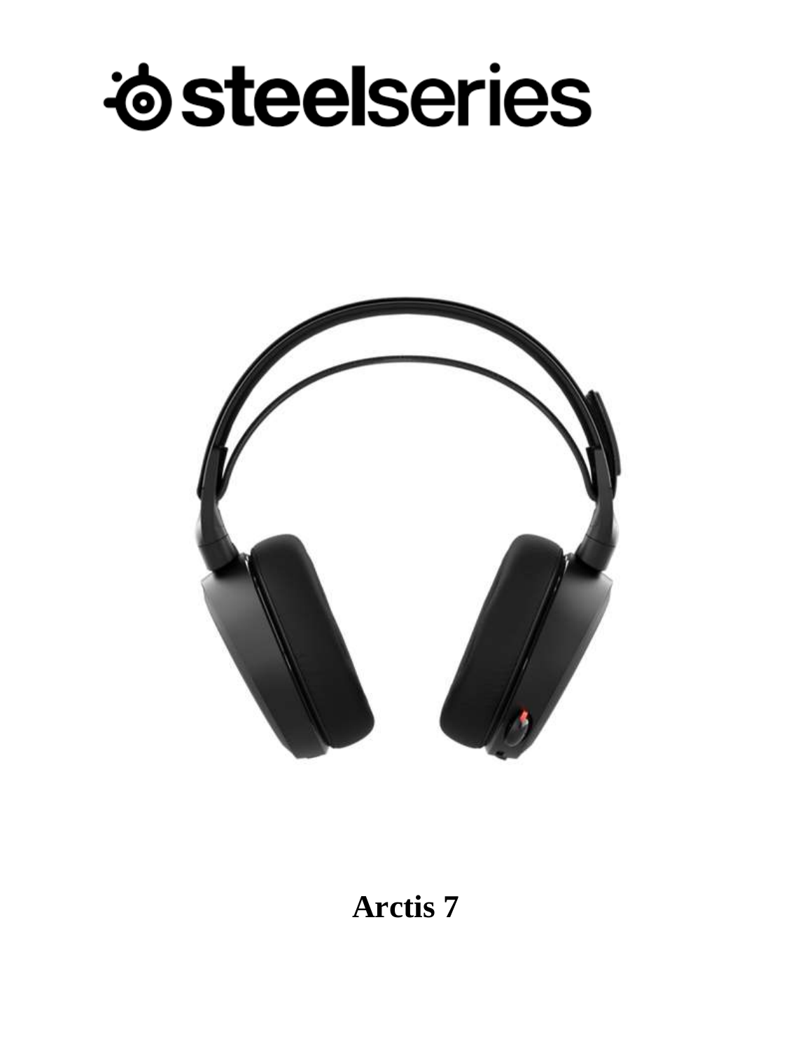steelseries

**Arctis 7**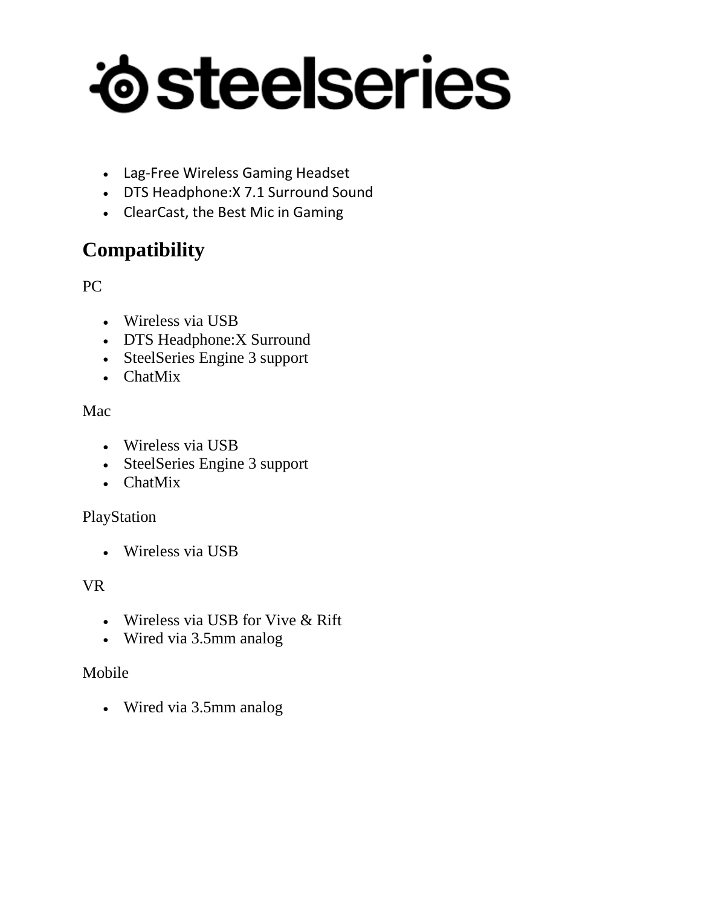- Lag-Free Wireless Gaming Headset
- DTS Headphone:X 7.1 Surround Sound
- ClearCast, the Best Mic in Gaming

## Compatibility

PC

- Wireless via USB
- DTS Headphone:X Surround
- SteelSeries Engine 3 support
- ChatMix

Mac

- Wireless via USB
- SteelSeries Engine 3 support
- ChatMix

PlayStation

- Wireless via USB

VR

- Wireless via USB for Vive & Rift
- Wired via 3.5mm analog

Mobile

- Wired via 3.5mm analog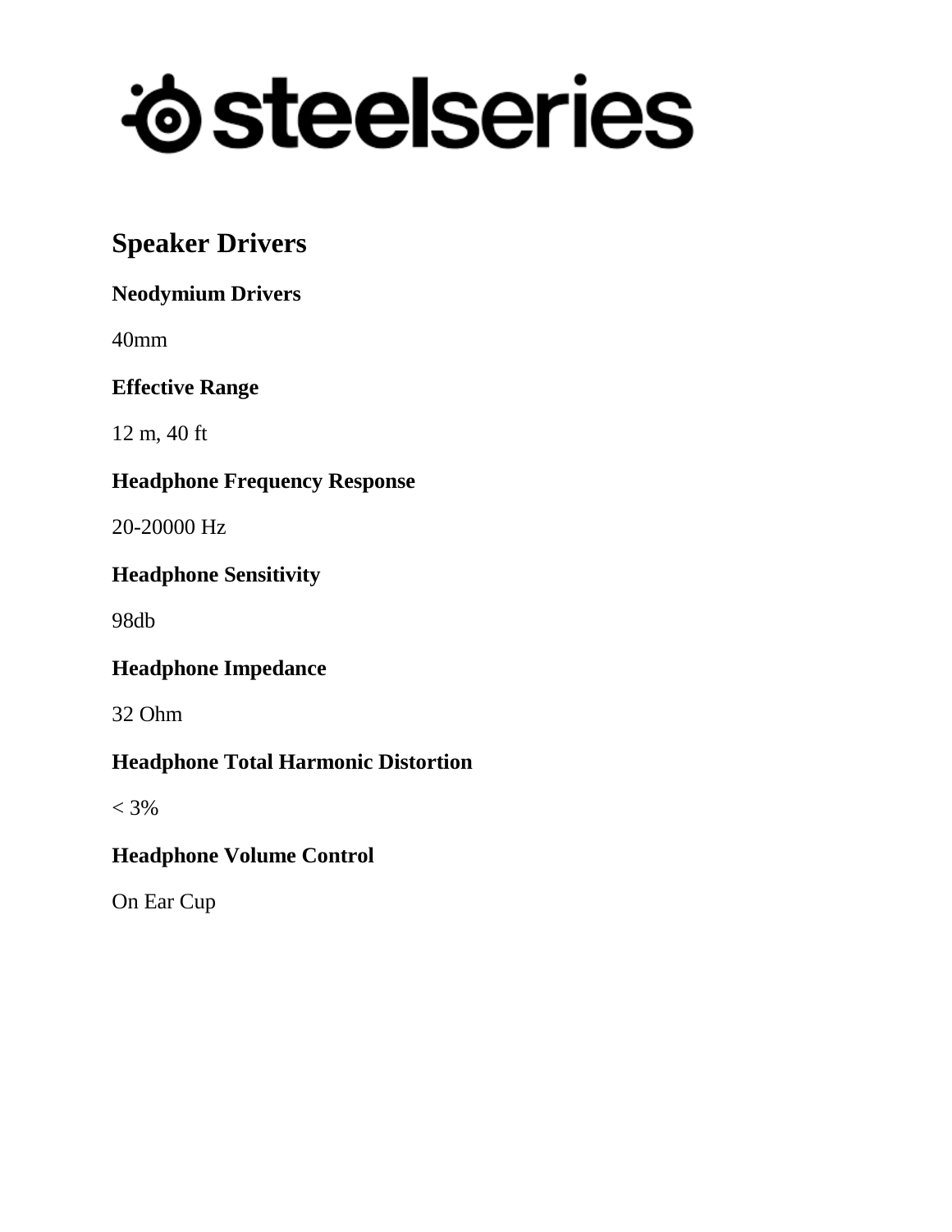## Speaker Drivers

**Neodymium Drivers**

40mm

**Effective Range**

12 m, 40 ft

**Headphone Frequency Response**

20-20000 Hz

**Headphone Sensitivity**

98db

**Headphone Impedance**

32 Ohm

**Headphone Total Harmonic Distortion**

< 3%

**Headphone Volume Control**

On Ear Cup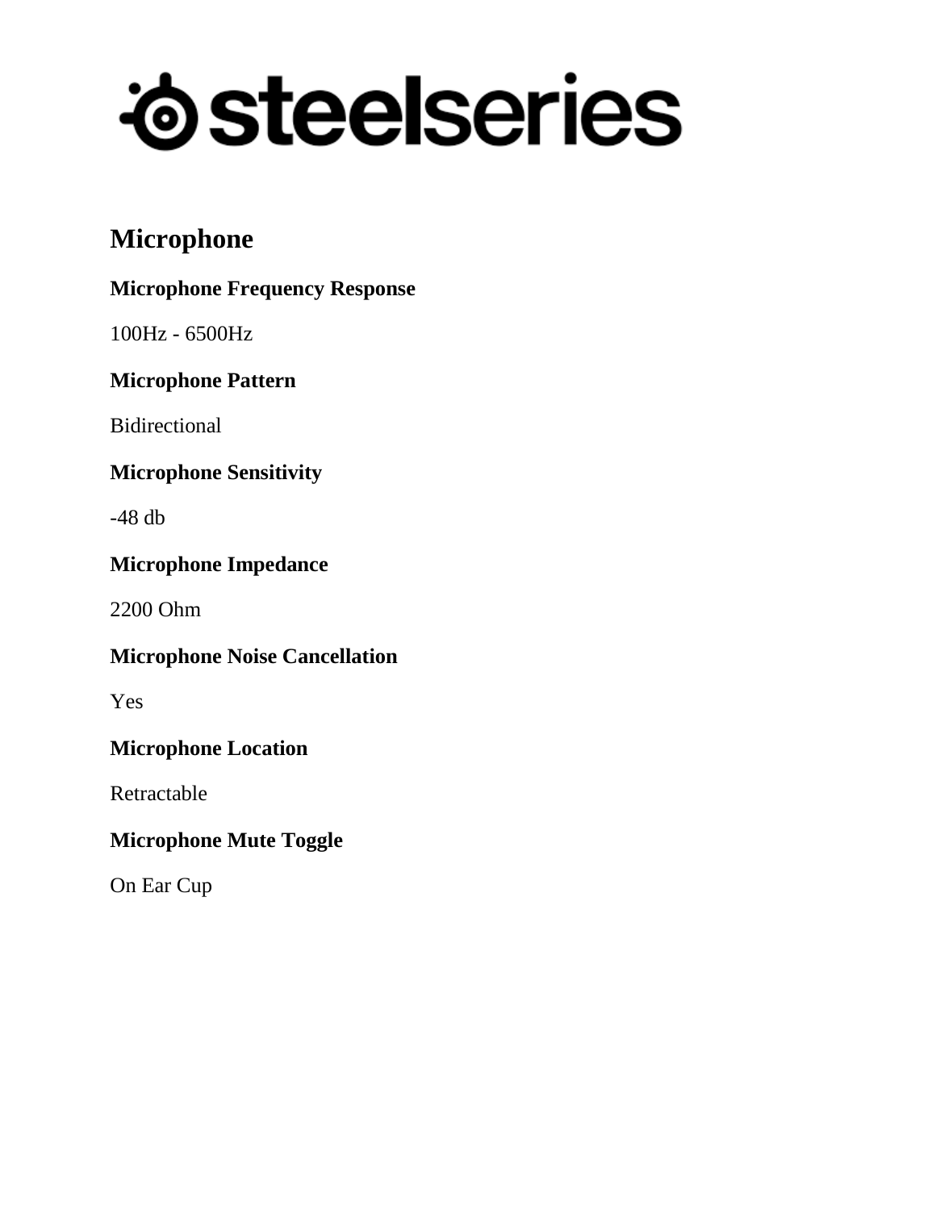steelseries

## Microphone

**Microphone Frequency Response**

100Hz - 6500Hz

**Microphone Pattern**

Bidirectional

**Microphone Sensitivity**

-48 db

**Microphone Impedance**

2200 Ohm

**Microphone Noise Cancellation**

Yes

**Microphone Location**

Retractable

**Microphone Mute Toggle**

On Ear Cup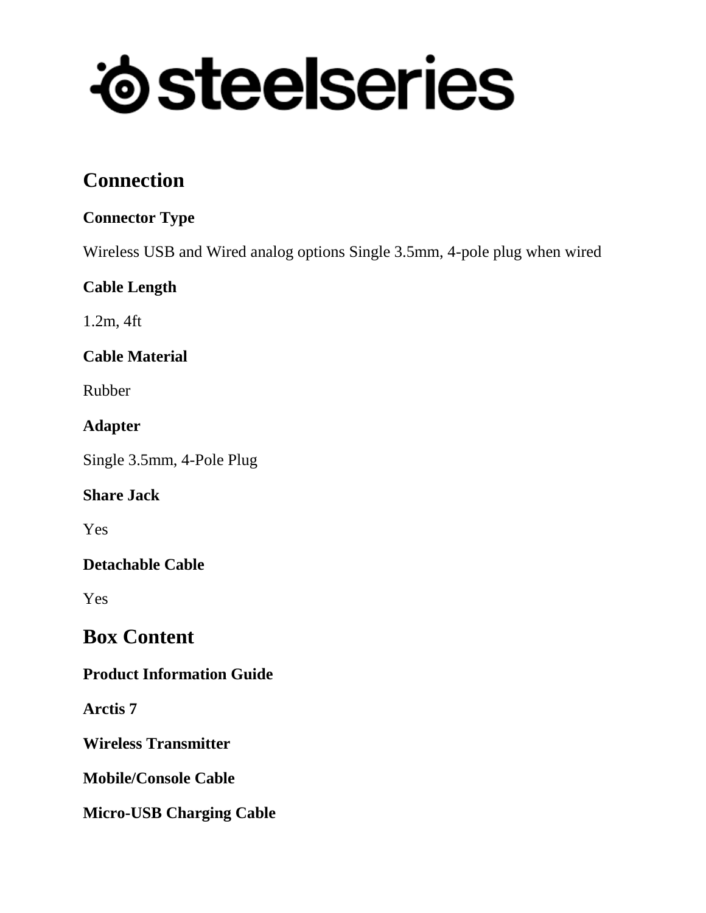## Connection

**Connector Type**

Wireless USB and Wired analog options Single 3.5mm, 4-pole plug when wired

**Cable Length**

1.2m, 4ft

**Cable Material**

Rubber

**Adapter**

Single 3.5mm, 4-Pole Plug

**Share Jack**

Yes

**Detachable Cable**

Yes

## Box Content

**Product Information Guide**

**Arctis 7**

**Wireless Transmitter**

**Mobile/Console Cable**

**Micro-USB Charging Cable**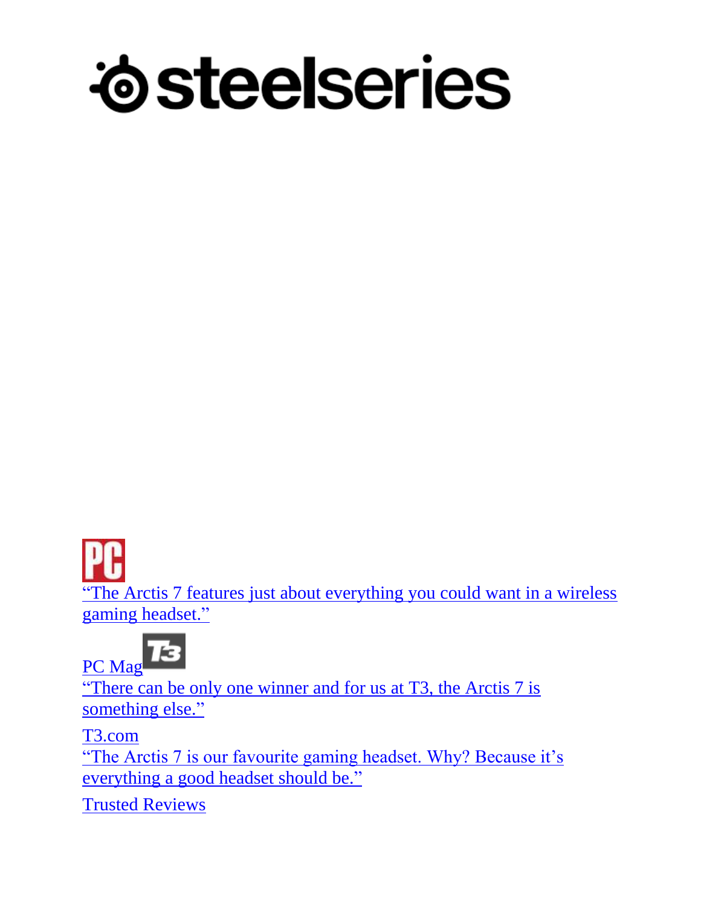steelseries

"The Arctis 7 features just about everything you could want in a wireless gaming headset."

PC Mag

"There can be only one winner and for us at T3, the Arctis 7 is something else."

T3.com

"The Arctis 7 is our favourite gaming headset. Why? Because it's everything a good headset should be."

Trusted Reviews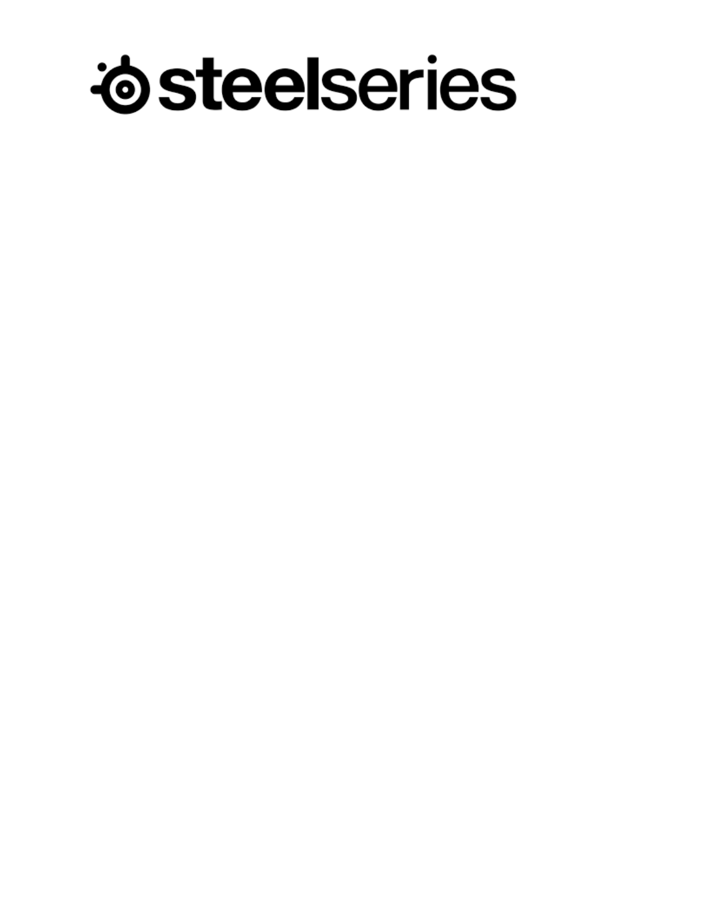steelseries